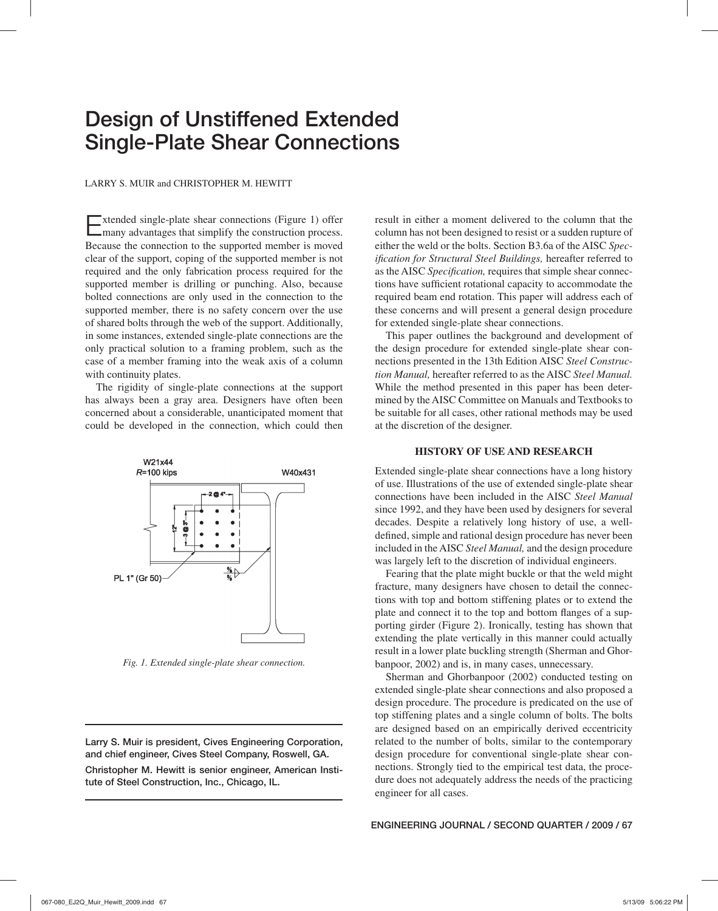# Design of Unstiffened Extended Single-Plate Shear Connections

LARRY S. MUIR and CHRISTOPHER M. HEWITT

Extended single-plate shear connections (Figure 1) offer many advantages that simplify the construction process. Because the connection to the supported member is moved clear of the support, coping of the supported member is not required and the only fabrication process required for the supported member is drilling or punching. Also, because bolted connections are only used in the connection to the supported member, there is no safety concern over the use of shared bolts through the web of the support. Additionally, in some instances, extended single-plate connections are the only practical solution to a framing problem, such as the case of a member framing into the weak axis of a column with continuity plates.

The rigidity of single-plate connections at the support has always been a gray area. Designers have often been concerned about a considerable, unanticipated moment that could be developed in the connection, which could then result in either a moment delivered to the column that the column has not been designed to resist or a sudden rupture of either the weld or the bolts. Section B3.6a of the AISC *Specification for Structural Steel Buildings,* hereafter referred to as the AISC *Specification,* requires that simple shear connections have sufficient rotational capacity to accommodate the required beam end rotation. This paper will address each of these concerns and will present a general design procedure for extended single-plate shear connections.

This paper outlines the background and development of the design procedure for extended single-plate shear connections presented in the 13th Edition AISC *Steel Construction Manual,* hereafter referred to as the AISC *Steel Manual.* While the method presented in this paper has been determined by the AISC Committee on Manuals and Textbooks to be suitable for all cases, other rational methods may be used at the discretion of the designer.

*Fig. 1. Extended single-plate shear connection.*

Larry S. Muir is president, Cives Engineering Corporation, and chief engineer, Cives Steel Company, Roswell, GA.

Christopher M. Hewitt is senior engineer, American Institute of Steel Construction, Inc., Chicago, IL.

## HISTORY OF USE AND RESEARCH

Extended single-plate shear connections have a long history of use. Illustrations of the use of extended single-plate shear connections have been included in the AISC *Steel Manual* since 1992, and they have been used by designers for several decades. Despite a relatively long history of use, a well-defined, simple and rational design procedure has never been included in the AISC *Steel Manual,* and the design procedure was largely left to the discretion of individual engineers.

Fearing that the plate might buckle or that the weld might fracture, many designers have chosen to detail the connections with top and bottom stiffening plates or to extend the plate and connect it to the top and bottom flanges of a supporting girder (Figure 2). Ironically, testing has shown that extending the plate vertically in this manner could actually result in a lower plate buckling strength (Sherman and Ghorbanpoor, 2002) and is, in many cases, unnecessary.

Sherman and Ghorbanpoor (2002) conducted testing on extended single-plate shear connections and also proposed a design procedure. The procedure is predicated on the use of top stiffening plates and a single column of bolts. The bolts are designed based on an empirically derived eccentricity related to the number of bolts, similar to the contemporary design procedure for conventional single-plate shear connections. Strongly tied to the empirical test data, the procedure does not adequately address the needs of the practicing engineer for all cases.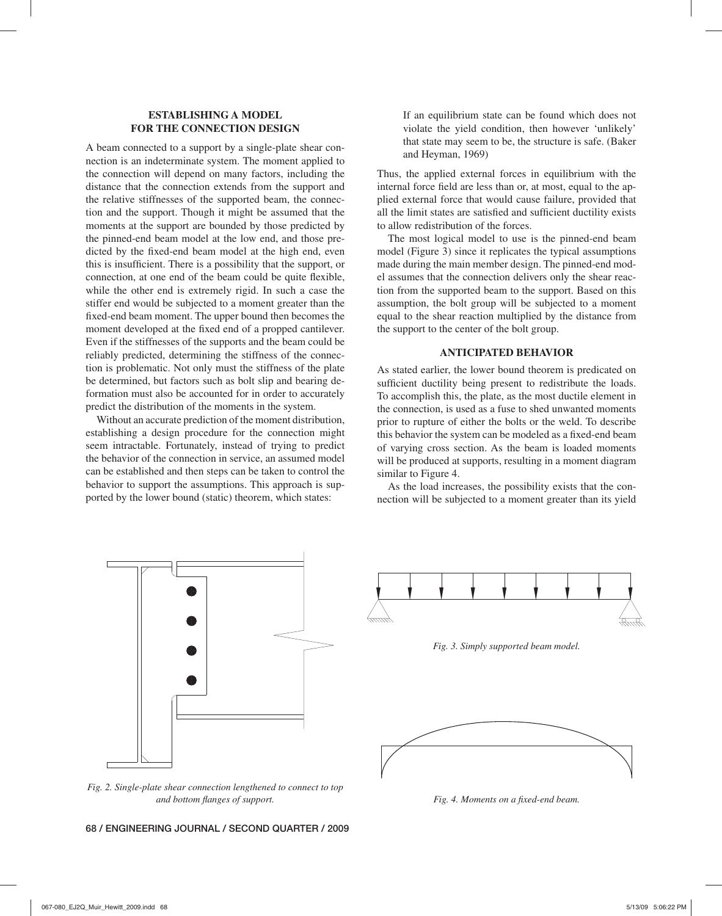## ESTABLISHING A MODEL FOR THE CONNECTION DESIGN

A beam connected to a support by a single-plate shear connection is an indeterminate system. The moment applied to the connection will depend on many factors, including the distance that the connection extends from the support and the relative stiffnesses of the supported beam, the connection and the support. Though it might be assumed that the moments at the support are bounded by those predicted by the pinned-end beam model at the low end, and those predicted by the fixed-end beam model at the high end, even this is insufficient. There is a possibility that the support, or connection, at one end of the beam could be quite flexible, while the other end is extremely rigid. In such a case the stiffer end would be subjected to a moment greater than the fixed-end beam moment. The upper bound then becomes the moment developed at the fixed end of a propped cantilever. Even if the stiffnesses of the supports and the beam could be reliably predicted, determining the stiffness of the connection is problematic. Not only must the stiffness of the plate be determined, but factors such as bolt slip and bearing deformation must also be accounted for in order to accurately predict the distribution of the moments in the system.

Without an accurate prediction of the moment distribution, establishing a design procedure for the connection might seem intractable. Fortunately, instead of trying to predict the behavior of the connection in service, an assumed model can be established and then steps can be taken to control the behavior to support the assumptions. This approach is supported by the lower bound (static) theorem, which states:

> If an equilibrium state can be found which does not violate the yield condition, then however 'unlikely' that state may seem to be, the structure is safe. (Baker and Heyman, 1969)

Thus, the applied external forces in equilibrium with the internal force field are less than or, at most, equal to the applied external force that would cause failure, provided that all the limit states are satisfied and sufficient ductility exists to allow redistribution of the forces.

The most logical model to use is the pinned-end beam model (Figure 3) since it replicates the typical assumptions made during the main member design. The pinned-end model assumes that the connection delivers only the shear reaction from the supported beam to the support. Based on this assumption, the bolt group will be subjected to a moment equal to the shear reaction multiplied by the distance from the support to the center of the bolt group.

## ANTICIPATED BEHAVIOR

As stated earlier, the lower bound theorem is predicated on sufficient ductility being present to redistribute the loads. To accomplish this, the plate, as the most ductile element in the connection, is used as a fuse to shed unwanted moments prior to rupture of either the bolts or the weld. To describe this behavior the system can be modeled as a fixed-end beam of varying cross section. As the beam is loaded moments will be produced at supports, resulting in a moment diagram similar to Figure 4.

As the load increases, the possibility exists that the connection will be subjected to a moment greater than its yield

*Fig. 2. Single-plate shear connection lengthened to connect to top and bottom flanges of support.*

*Fig. 3. Simply supported beam model.*

*Fig. 4. Moments on a fixed-end beam.*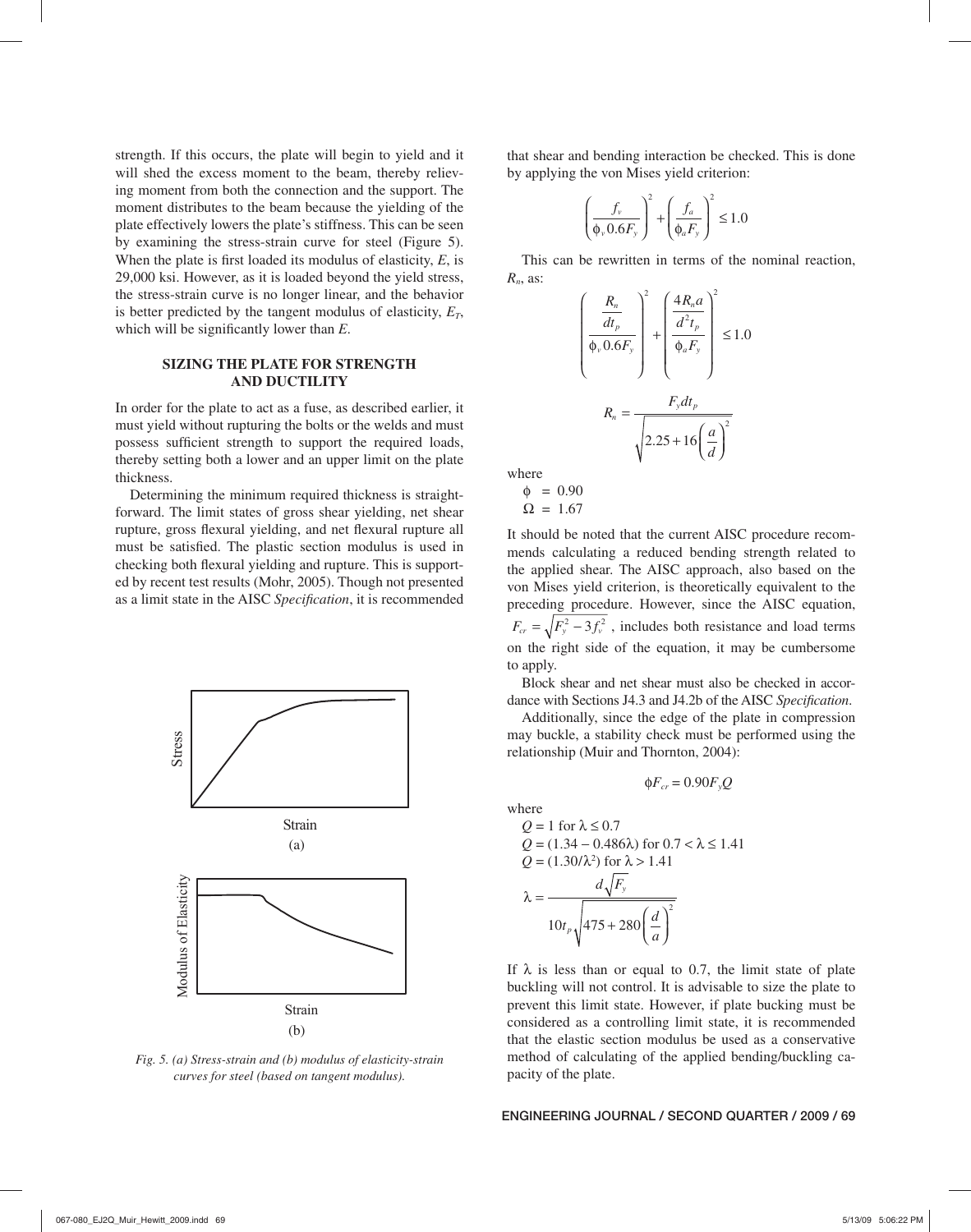strength. If this occurs, the plate will begin to yield and it will shed the excess moment to the beam, thereby relieving moment from both the connection and the support. The moment distributes to the beam because the yielding of the plate effectively lowers the plate's stiffness. This can be seen by examining the stress-strain curve for steel (Figure 5). When the plate is first loaded its modulus of elasticity, $E$, is 29,000 ksi. However, as it is loaded beyond the yield stress, the stress-strain curve is no longer linear, and the behavior is better predicted by the tangent modulus of elasticity, $E_T$, which will be significantly lower than $E$.

## SIZING THE PLATE FOR STRENGTH AND DUCTILITY

In order for the plate to act as a fuse, as described earlier, it must yield without rupturing the bolts or the welds and must possess sufficient strength to support the required loads, thereby setting both a lower and an upper limit on the plate thickness.

Determining the minimum required thickness is straightforward. The limit states of gross shear yielding, net shear rupture, gross flexural yielding, and net flexural rupture all must be satisfied. The plastic section modulus is used in checking both flexural yielding and rupture. This is supported by recent test results (Mohr, 2005). Though not presented as a limit state in the AISC *Specification*, it is recommended that shear and bending interaction be checked. This is done by applying the von Mises yield criterion:

$$\left(\frac{f_v}{\phi_v 0.6F_y}\right)^2 + \left(\frac{f_a}{\phi_a F_y}\right)^2 \leq 1.0$$

This can be rewritten in terms of the nominal reaction, $R_n$, as:

$$\left(\frac{\dfrac{R_n}{dt_p}}{\phi_v 0.6F_y}\right)^2 + \left(\frac{\dfrac{4R_n a}{d^2 t_p}}{\phi_a F_y}\right)^2 \leq 1.0$$

$$R_n = \frac{F_y dt_p}{\sqrt{2.25 + 16\left(\dfrac{a}{d}\right)^2}}$$

where

$\phi = 0.90$

$\Omega = 1.67$

It should be noted that the current AISC procedure recommends calculating a reduced bending strength related to the applied shear. The AISC approach, also based on the von Mises yield criterion, is theoretically equivalent to the preceding procedure. However, since the AISC equation, $F_{cr} = \sqrt{F_y^2 - 3f_v^2}$, includes both resistance and load terms on the right side of the equation, it may be cumbersome to apply.

Block shear and net shear must also be checked in accordance with Sections J4.3 and J4.2b of the AISC *Specification*.

Additionally, since the edge of the plate in compression may buckle, a stability check must be performed using the relationship (Muir and Thornton, 2004):

$$\phi F_{cr} = 0.90 F_y Q$$

where

$Q = 1$ for $\lambda \leq 0.7$

$Q = (1.34 - 0.486\lambda)$ for $0.7 < \lambda \leq 1.41$

$Q = (1.30/\lambda^2)$ for $\lambda > 1.41$

$$\lambda = \frac{d\sqrt{F_y}}{10t_p\sqrt{475 + 280\left(\dfrac{d}{a}\right)^2}}$$

If $\lambda$ is less than or equal to 0.7, the limit state of plate buckling will not control. It is advisable to size the plate to prevent this limit state. However, if plate bucking must be considered as a controlling limit state, it is recommended that the elastic section modulus be used as a conservative method of calculating of the applied bending/buckling capacity of the plate.

Fig. 5. (a) Stress-strain and (b) modulus of elasticity-strain curves for steel (based on tangent modulus).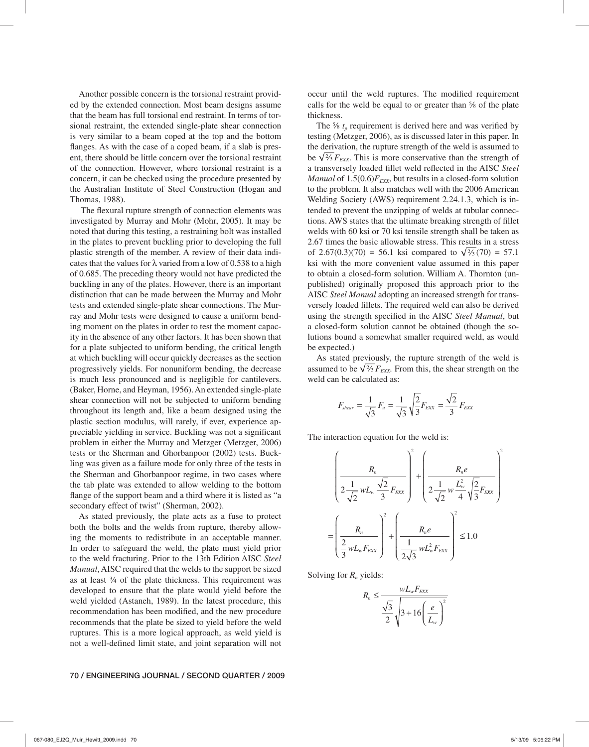Another possible concern is the torsional restraint provided by the extended connection. Most beam designs assume that the beam has full torsional end restraint. In terms of torsional restraint, the extended single-plate shear connection is very similar to a beam coped at the top and the bottom flanges. As with the case of a coped beam, if a slab is present, there should be little concern over the torsional restraint of the connection. However, where torsional restraint is a concern, it can be checked using the procedure presented by the Australian Institute of Steel Construction (Hogan and Thomas, 1988).

The flexural rupture strength of connection elements was investigated by Murray and Mohr (Mohr, 2005). It may be noted that during this testing, a restraining bolt was installed in the plates to prevent buckling prior to developing the full plastic strength of the member. A review of their data indicates that the values for $\lambda$ varied from a low of 0.538 to a high of 0.685. The preceding theory would not have predicted the buckling in any of the plates. However, there is an important distinction that can be made between the Murray and Mohr tests and extended single-plate shear connections. The Murray and Mohr tests were designed to cause a uniform bending moment on the plates in order to test the moment capacity in the absence of any other factors. It has been shown that for a plate subjected to uniform bending, the critical length at which buckling will occur quickly decreases as the section progressively yields. For nonuniform bending, the decrease is much less pronounced and is negligible for cantilevers. (Baker, Horne, and Heyman, 1956). An extended single-plate shear connection will not be subjected to uniform bending throughout its length and, like a beam designed using the plastic section modulus, will rarely, if ever, experience appreciable yielding in service. Buckling was not a significant problem in either the Murray and Metzger (Metzger, 2006) tests or the Sherman and Ghorbanpoor (2002) tests. Buckling was given as a failure mode for only three of the tests in the Sherman and Ghorbanpoor regime, in two cases where the tab plate was extended to allow welding to the bottom flange of the support beam and a third where it is listed as "a secondary effect of twist" (Sherman, 2002).

As stated previously, the plate acts as a fuse to protect both the bolts and the welds from rupture, thereby allowing the moments to redistribute in an acceptable manner. In order to safeguard the weld, the plate must yield prior to the weld fracturing. Prior to the 13th Edition AISC *Steel Manual*, AISC required that the welds to the support be sized as at least ¾ of the plate thickness. This requirement was developed to ensure that the plate would yield before the weld yielded (Astaneh, 1989). In the latest procedure, this recommendation has been modified, and the new procedure recommends that the plate be sized to yield before the weld ruptures. This is a more logical approach, as weld yield is not a well-defined limit state, and joint separation will not occur until the weld ruptures. The modified requirement calls for the weld be equal to or greater than ⅝ of the plate thickness.

The ⅝ $t_p$ requirement is derived here and was verified by testing (Metzger, 2006), as is discussed later in this paper. In the derivation, the rupture strength of the weld is assumed to be $\sqrt{2/3}\,F_{EXX}$. This is more conservative than the strength of a transversely loaded fillet weld reflected in the AISC *Steel Manual* of $1.5(0.6)F_{EXX}$, but results in a closed-form solution to the problem. It also matches well with the 2006 American Welding Society (AWS) requirement 2.24.1.3, which is intended to prevent the unzipping of welds at tubular connections. AWS states that the ultimate breaking strength of fillet welds with 60 ksi or 70 ksi tensile strength shall be taken as 2.67 times the basic allowable stress. This results in a stress of 2.67(0.3)(70) = 56.1 ksi compared to $\sqrt{2/3}(70)$ = 57.1 ksi with the more convenient value assumed in this paper to obtain a closed-form solution. William A. Thornton (unpublished) originally proposed this approach prior to the AISC *Steel Manual* adopting an increased strength for transversely loaded fillets. The required weld can also be derived using the strength specified in the AISC *Steel Manual*, but a closed-form solution cannot be obtained (though the solutions bound a somewhat smaller required weld, as would be expected.)

As stated previously, the rupture strength of the weld is assumed to be $\sqrt{2/3}\,F_{EXX}$. From this, the shear strength on the weld can be calculated as:

$$F_{shear} = \frac{1}{\sqrt{3}}F_u = \frac{1}{\sqrt{3}}\sqrt{\frac{2}{3}}F_{EXX} = \frac{\sqrt{2}}{3}F_{EXX}$$

The interaction equation for the weld is:

$$\left(\frac{R_n}{2\dfrac{1}{\sqrt{2}}wL_w\dfrac{\sqrt{2}}{3}F_{EXX}}\right)^2 + \left(\frac{R_n e}{2\dfrac{1}{\sqrt{2}}w\dfrac{L_w^2}{4}\sqrt{\dfrac{2}{3}}F_{EXX}}\right)^2$$

$$= \left(\frac{R_n}{\dfrac{2}{3}wL_wF_{EXX}}\right)^2 + \left(\frac{R_n e}{\dfrac{1}{2\sqrt{3}}wL_w^2F_{EXX}}\right)^2 \leq 1.0$$

Solving for $R_n$ yields:

$$R_n \leq \frac{wL_wF_{EXX}}{\dfrac{\sqrt{3}}{2}\sqrt{3+16\left(\dfrac{e}{L_w}\right)^2}}$$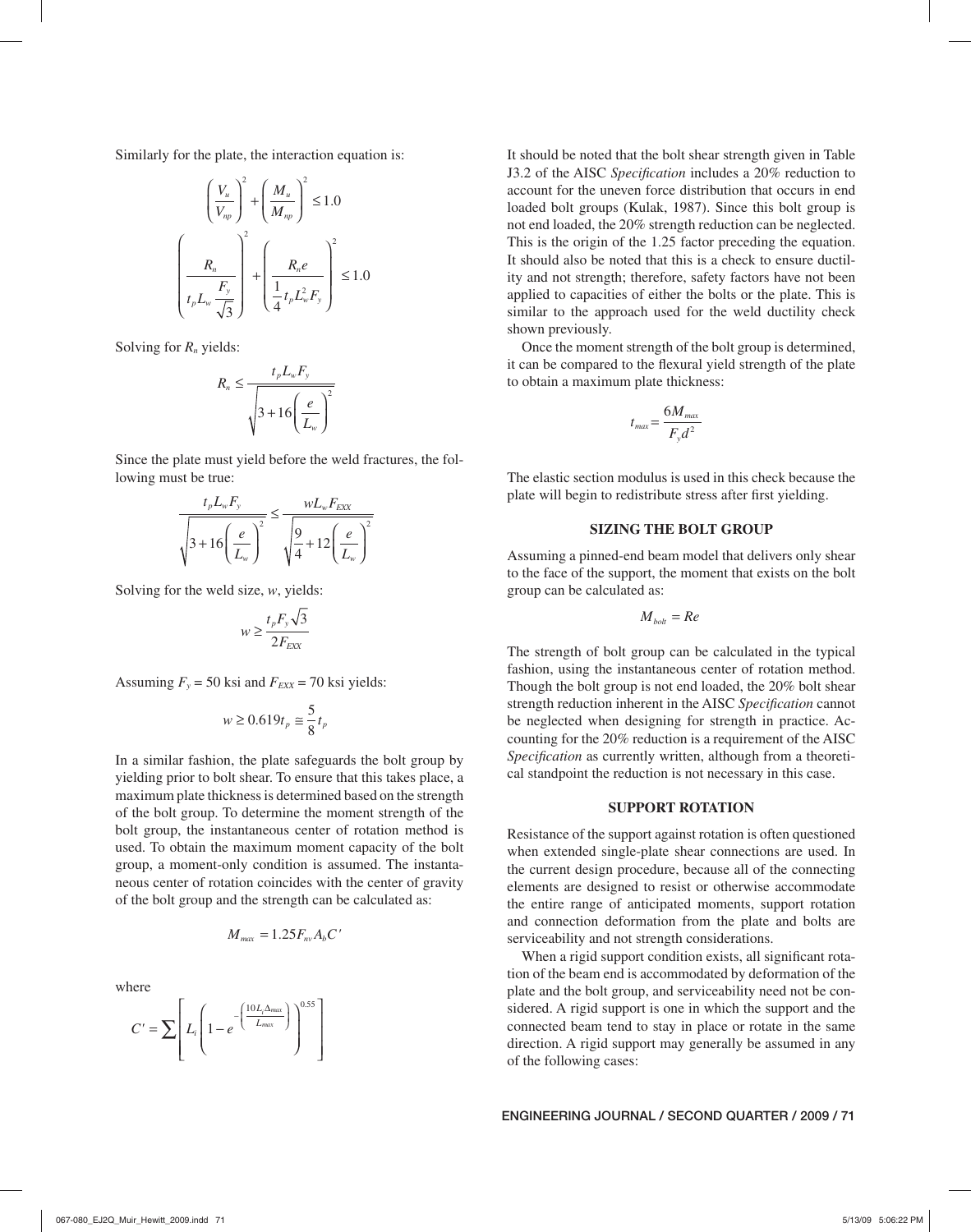Similarly for the plate, the interaction equation is:

$$\left(\frac{V_u}{V_{np}}\right)^2 + \left(\frac{M_u}{M_{np}}\right)^2 \leq 1.0$$

$$\left(\frac{R_n}{t_p L_w \dfrac{F_y}{\sqrt{3}}}\right)^2 + \left(\frac{R_n e}{\dfrac{1}{4} t_p L_w^2 F_y}\right)^2 \leq 1.0$$

Solving for $R_n$ yields:

$$R_n \leq \frac{t_p L_w F_y}{\sqrt{3 + 16\left(\dfrac{e}{L_w}\right)^2}}$$

Since the plate must yield before the weld fractures, the following must be true:

$$\frac{t_p L_w F_y}{\sqrt{3 + 16\left(\dfrac{e}{L_w}\right)^2}} \leq \frac{w L_w F_{EXX}}{\sqrt{\dfrac{9}{4} + 12\left(\dfrac{e}{L_w}\right)^2}}$$

Solving for the weld size, $w$, yields:

$$w \geq \frac{t_p F_y \sqrt{3}}{2 F_{EXX}}$$

Assuming $F_y = 50$ ksi and $F_{EXX} = 70$ ksi yields:

$$w \geq 0.619 t_p \cong \frac{5}{8} t_p$$

In a similar fashion, the plate safeguards the bolt group by yielding prior to bolt shear. To ensure that this takes place, a maximum plate thickness is determined based on the strength of the bolt group. To determine the moment strength of the bolt group, the instantaneous center of rotation method is used. To obtain the maximum moment capacity of the bolt group, a moment-only condition is assumed. The instantaneous center of rotation coincides with the center of gravity of the bolt group and the strength can be calculated as:

$$M_{max} = 1.25 F_{nv} A_b C'$$

where

$$C' = \sum \left[ L_i \left( 1 - e^{-\left(\frac{10 L_i \Delta_{max}}{L_{max}}\right)} \right)^{0.55} \right]$$

It should be noted that the bolt shear strength given in Table J3.2 of the AISC *Specification* includes a 20% reduction to account for the uneven force distribution that occurs in end loaded bolt groups (Kulak, 1987). Since this bolt group is not end loaded, the 20% strength reduction can be neglected. This is the origin of the 1.25 factor preceding the equation. It should also be noted that this is a check to ensure ductility and not strength; therefore, safety factors have not been applied to capacities of either the bolts or the plate. This is similar to the approach used for the weld ductility check shown previously.

Once the moment strength of the bolt group is determined, it can be compared to the flexural yield strength of the plate to obtain a maximum plate thickness:

$$t_{max} = \frac{6 M_{max}}{F_y d^2}$$

The elastic section modulus is used in this check because the plate will begin to redistribute stress after first yielding.

## SIZING THE BOLT GROUP

Assuming a pinned-end beam model that delivers only shear to the face of the support, the moment that exists on the bolt group can be calculated as:

$$M_{bolt} = Re$$

The strength of bolt group can be calculated in the typical fashion, using the instantaneous center of rotation method. Though the bolt group is not end loaded, the 20% bolt shear strength reduction inherent in the AISC *Specification* cannot be neglected when designing for strength in practice. Accounting for the 20% reduction is a requirement of the AISC *Specification* as currently written, although from a theoretical standpoint the reduction is not necessary in this case.

## SUPPORT ROTATION

Resistance of the support against rotation is often questioned when extended single-plate shear connections are used. In the current design procedure, because all of the connecting elements are designed to resist or otherwise accommodate the entire range of anticipated moments, support rotation and connection deformation from the plate and bolts are serviceability and not strength considerations.

When a rigid support condition exists, all significant rotation of the beam end is accommodated by deformation of the plate and the bolt group, and serviceability need not be considered. A rigid support is one in which the support and the connected beam tend to stay in place or rotate in the same direction. A rigid support may generally be assumed in any of the following cases: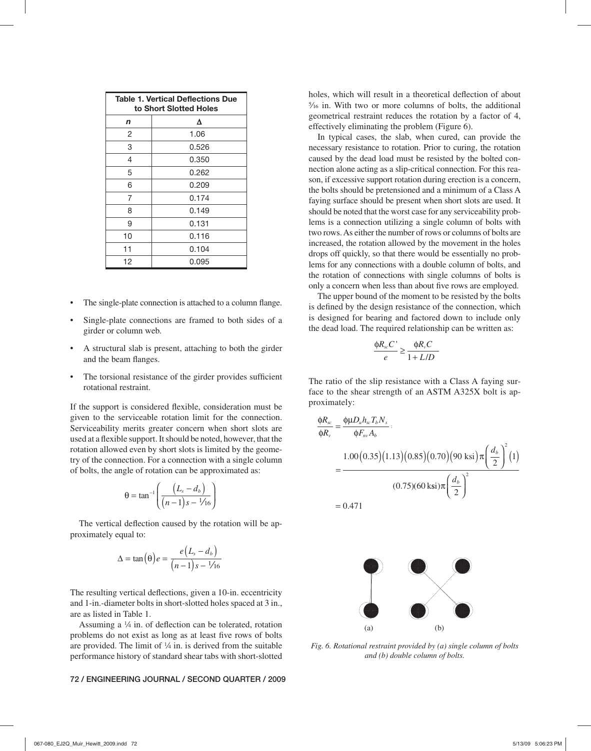**Table 1. Vertical Deflections Due to Short Slotted Holes**

| *n* | Δ |
|---|---|
| 2 | 1.06 |
| 3 | 0.526 |
| 4 | 0.350 |
| 5 | 0.262 |
| 6 | 0.209 |
| 7 | 0.174 |
| 8 | 0.149 |
| 9 | 0.131 |
| 10 | 0.116 |
| 11 | 0.104 |
| 12 | 0.095 |

- The single-plate connection is attached to a column flange.
- Single-plate connections are framed to both sides of a girder or column web.
- A structural slab is present, attaching to both the girder and the beam flanges.
- The torsional resistance of the girder provides sufficient rotational restraint.

If the support is considered flexible, consideration must be given to the serviceable rotation limit for the connection. Serviceability merits greater concern when short slots are used at a flexible support. It should be noted, however, that the rotation allowed even by short slots is limited by the geometry of the connection. For a connection with a single column of bolts, the angle of rotation can be approximated as:

$$\theta = \tan^{-1}\left(\frac{\left(L_s - d_b\right)}{\left(n-1\right)s - 1/16}\right)$$

The vertical deflection caused by the rotation will be approximately equal to:

$$\Delta = \tan\left(\theta\right)e = \frac{e\left(L_s - d_b\right)}{\left(n-1\right)s - 1/16}$$

The resulting vertical deflections, given a 10-in. eccentricity and 1-in.-diameter bolts in short-slotted holes spaced at 3 in., are as listed in Table 1.

Assuming a ¼ in. of deflection can be tolerated, rotation problems do not exist as long as at least five rows of bolts are provided. The limit of ¼ in. is derived from the suitable performance history of standard shear tabs with short-slotted holes, which will result in a theoretical deflection of about 5⁄16 in. With two or more columns of bolts, the additional geometrical restraint reduces the rotation by a factor of 4, effectively eliminating the problem (Figure 6).

In typical cases, the slab, when cured, can provide the necessary resistance to rotation. Prior to curing, the rotation caused by the dead load must be resisted by the bolted connection alone acting as a slip-critical connection. For this reason, if excessive support rotation during erection is a concern, the bolts should be pretensioned and a minimum of a Class A faying surface should be present when short slots are used. It should be noted that the worst case for any serviceability problems is a connection utilizing a single column of bolts with two rows. As either the number of rows or columns of bolts are increased, the rotation allowed by the movement in the holes drops off quickly, so that there would be essentially no problems for any connections with a double column of bolts, and the rotation of connections with single columns of bolts is only a concern when less than about five rows are employed.

The upper bound of the moment to be resisted by the bolts is defined by the design resistance of the connection, which is designed for bearing and factored down to include only the dead load. The required relationship can be written as:

$$\frac{\phi R_{sc}C'}{e} \geq \frac{\phi R_v C}{1 + L/D}$$

The ratio of the slip resistance with a Class A faying surface to the shear strength of an ASTM A325X bolt is approximately:

$$\frac{\phi R_{sc}}{\phi R_v} = \frac{\phi \mu D_u h_{sc} T_b N_s}{\phi F_{nv} A_b}$$

$$= \frac{1.00\left(0.35\right)\left(1.13\right)\left(0.85\right)\left(0.70\right)\left(90\text{ ksi}\right)\pi\left(\frac{d_b}{2}\right)^2\left(1\right)}{(0.75)(60\text{ ksi})\pi\left(\frac{d_b}{2}\right)^2}$$

$$= 0.471$$

*Fig. 6. Rotational restraint provided by (a) single column of bolts and (b) double column of bolts.*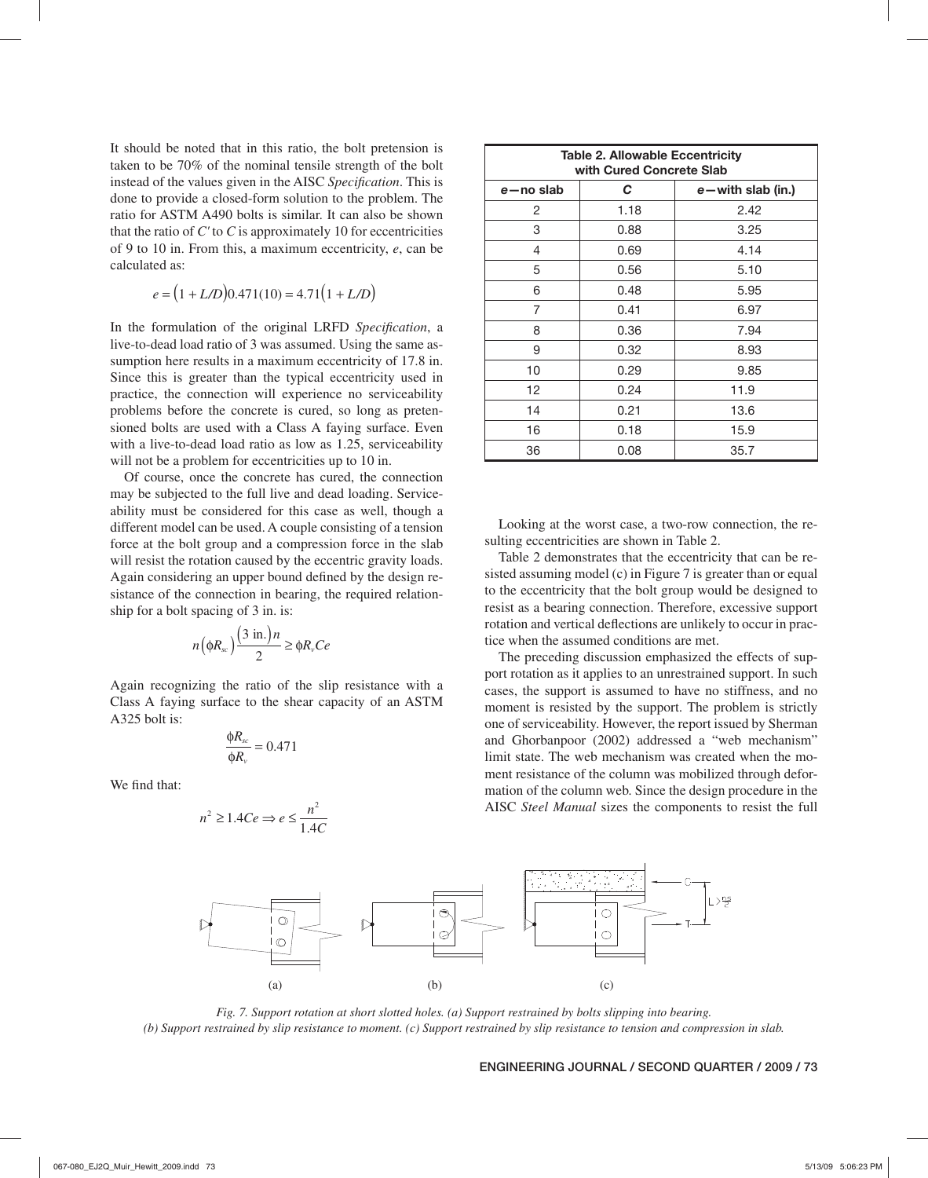It should be noted that in this ratio, the bolt pretension is taken to be 70% of the nominal tensile strength of the bolt instead of the values given in the AISC *Specification*. This is done to provide a closed-form solution to the problem. The ratio for ASTM A490 bolts is similar. It can also be shown that the ratio of $C'$ to $C$ is approximately 10 for eccentricities of 9 to 10 in. From this, a maximum eccentricity, $e$, can be calculated as:

$$e = \left(1 + L/D\right)0.471(10) = 4.71\left(1 + L/D\right)$$

In the formulation of the original LRFD *Specification*, a live-to-dead load ratio of 3 was assumed. Using the same assumption here results in a maximum eccentricity of 17.8 in. Since this is greater than the typical eccentricity used in practice, the connection will experience no serviceability problems before the concrete is cured, so long as pretensioned bolts are used with a Class A faying surface. Even with a live-to-dead load ratio as low as 1.25, serviceability will not be a problem for eccentricities up to 10 in.

Of course, once the concrete has cured, the connection may be subjected to the full live and dead loading. Serviceability must be considered for this case as well, though a different model can be used. A couple consisting of a tension force at the bolt group and a compression force in the slab will resist the rotation caused by the eccentric gravity loads. Again considering an upper bound defined by the design resistance of the connection in bearing, the required relationship for a bolt spacing of 3 in. is:

$$n\left(\phi R_{sc}\right)\frac{\left(3\text{ in.}\right)n}{2} \geq \phi R_v Ce$$

Again recognizing the ratio of the slip resistance with a Class A faying surface to the shear capacity of an ASTM A325 bolt is:

$$\frac{\phi R_{sc}}{\phi R_v} = 0.471$$

We find that:

$$n^2 \geq 1.4Ce \Rightarrow e \leq \frac{n^2}{1.4C}$$

**Table 2. Allowable Eccentricity with Cured Concrete Slab**

| *e*—no slab | *C* | *e*—with slab (in.) |
|---|---|---|
| 2 | 1.18 | 2.42 |
| 3 | 0.88 | 3.25 |
| 4 | 0.69 | 4.14 |
| 5 | 0.56 | 5.10 |
| 6 | 0.48 | 5.95 |
| 7 | 0.41 | 6.97 |
| 8 | 0.36 | 7.94 |
| 9 | 0.32 | 8.93 |
| 10 | 0.29 | 9.85 |
| 12 | 0.24 | 11.9 |
| 14 | 0.21 | 13.6 |
| 16 | 0.18 | 15.9 |
| 36 | 0.08 | 35.7 |

Looking at the worst case, a two-row connection, the resulting eccentricities are shown in Table 2.

Table 2 demonstrates that the eccentricity that can be resisted assuming model (c) in Figure 7 is greater than or equal to the eccentricity that the bolt group would be designed to resist as a bearing connection. Therefore, excessive support rotation and vertical deflections are unlikely to occur in practice when the assumed conditions are met.

The preceding discussion emphasized the effects of support rotation as it applies to an unrestrained support. In such cases, the support is assumed to have no stiffness, and no moment is resisted by the support. The problem is strictly one of serviceability. However, the report issued by Sherman and Ghorbanpoor (2002) addressed a "web mechanism" limit state. The web mechanism was created when the moment resistance of the column was mobilized through deformation of the column web. Since the design procedure in the AISC *Steel Manual* sizes the components to resist the full

*Fig. 7. Support rotation at short slotted holes. (a) Support restrained by bolts slipping into bearing. (b) Support restrained by slip resistance to moment. (c) Support restrained by slip resistance to tension and compression in slab.*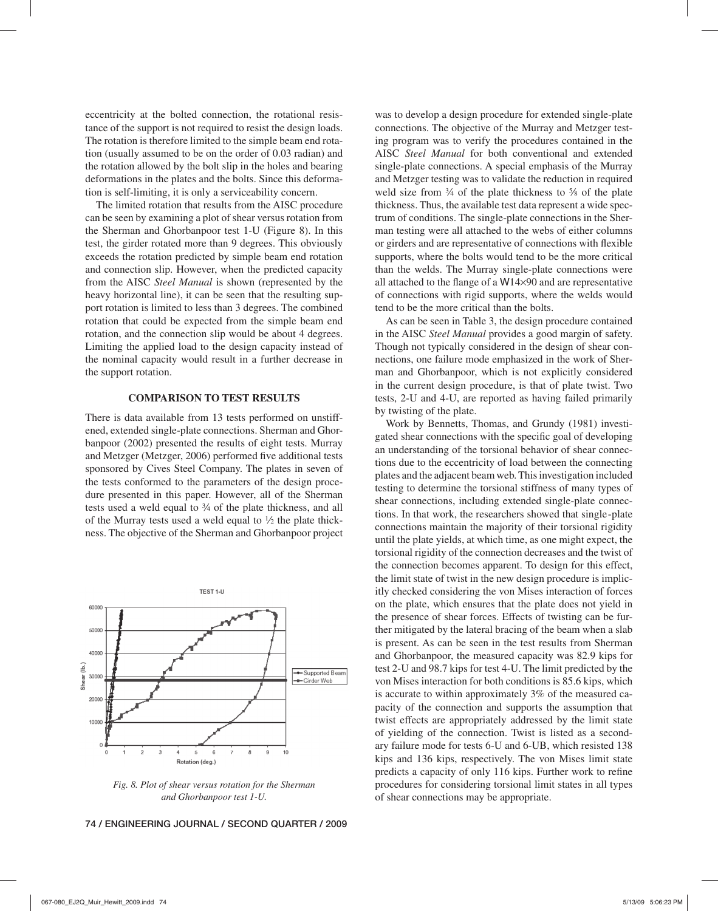eccentricity at the bolted connection, the rotational resistance of the support is not required to resist the design loads. The rotation is therefore limited to the simple beam end rotation (usually assumed to be on the order of 0.03 radian) and the rotation allowed by the bolt slip in the holes and bearing deformations in the plates and the bolts. Since this deformation is self-limiting, it is only a serviceability concern.

The limited rotation that results from the AISC procedure can be seen by examining a plot of shear versus rotation from the Sherman and Ghorbanpoor test 1-U (Figure 8). In this test, the girder rotated more than 9 degrees. This obviously exceeds the rotation predicted by simple beam end rotation and connection slip. However, when the predicted capacity from the AISC *Steel Manual* is shown (represented by the heavy horizontal line), it can be seen that the resulting support rotation is limited to less than 3 degrees. The combined rotation that could be expected from the simple beam end rotation, and the connection slip would be about 4 degrees. Limiting the applied load to the design capacity instead of the nominal capacity would result in a further decrease in the support rotation.

## COMPARISON TO TEST RESULTS

There is data available from 13 tests performed on unstiffened, extended single-plate connections. Sherman and Ghorbanpoor (2002) presented the results of eight tests. Murray and Metzger (Metzger, 2006) performed five additional tests sponsored by Cives Steel Company. The plates in seven of the tests conformed to the parameters of the design procedure presented in this paper. However, all of the Sherman tests used a weld equal to ¾ of the plate thickness, and all of the Murray tests used a weld equal to ½ the plate thickness. The objective of the Sherman and Ghorbanpoor project

*Fig. 8. Plot of shear versus rotation for the Sherman and Ghorbanpoor test 1-U.*

was to develop a design procedure for extended single-plate connections. The objective of the Murray and Metzger testing program was to verify the procedures contained in the AISC *Steel Manual* for both conventional and extended single-plate connections. A special emphasis of the Murray and Metzger testing was to validate the reduction in required weld size from ¾ of the plate thickness to ⅝ of the plate thickness. Thus, the available test data represent a wide spectrum of conditions. The single-plate connections in the Sherman testing were all attached to the webs of either columns or girders and are representative of connections with flexible supports, where the bolts would tend to be the more critical than the welds. The Murray single-plate connections were all attached to the flange of a W14×90 and are representative of connections with rigid supports, where the welds would tend to be the more critical than the bolts.

As can be seen in Table 3, the design procedure contained in the AISC *Steel Manual* provides a good margin of safety. Though not typically considered in the design of shear connections, one failure mode emphasized in the work of Sherman and Ghorbanpoor, which is not explicitly considered in the current design procedure, is that of plate twist. Two tests, 2-U and 4-U, are reported as having failed primarily by twisting of the plate.

Work by Bennetts, Thomas, and Grundy (1981) investigated shear connections with the specific goal of developing an understanding of the torsional behavior of shear connections due to the eccentricity of load between the connecting plates and the adjacent beam web. This investigation included testing to determine the torsional stiffness of many types of shear connections, including extended single-plate connections. In that work, the researchers showed that single-plate connections maintain the majority of their torsional rigidity until the plate yields, at which time, as one might expect, the torsional rigidity of the connection decreases and the twist of the connection becomes apparent. To design for this effect, the limit state of twist in the new design procedure is implicitly checked considering the von Mises interaction of forces on the plate, which ensures that the plate does not yield in the presence of shear forces. Effects of twisting can be further mitigated by the lateral bracing of the beam when a slab is present. As can be seen in the test results from Sherman and Ghorbanpoor, the measured capacity was 82.9 kips for test 2-U and 98.7 kips for test 4-U. The limit predicted by the von Mises interaction for both conditions is 85.6 kips, which is accurate to within approximately 3% of the measured capacity of the connection and supports the assumption that twist effects are appropriately addressed by the limit state of yielding of the connection. Twist is listed as a secondary failure mode for tests 6-U and 6-UB, which resisted 138 kips and 136 kips, respectively. The von Mises limit state predicts a capacity of only 116 kips. Further work to refine procedures for considering torsional limit states in all types of shear connections may be appropriate.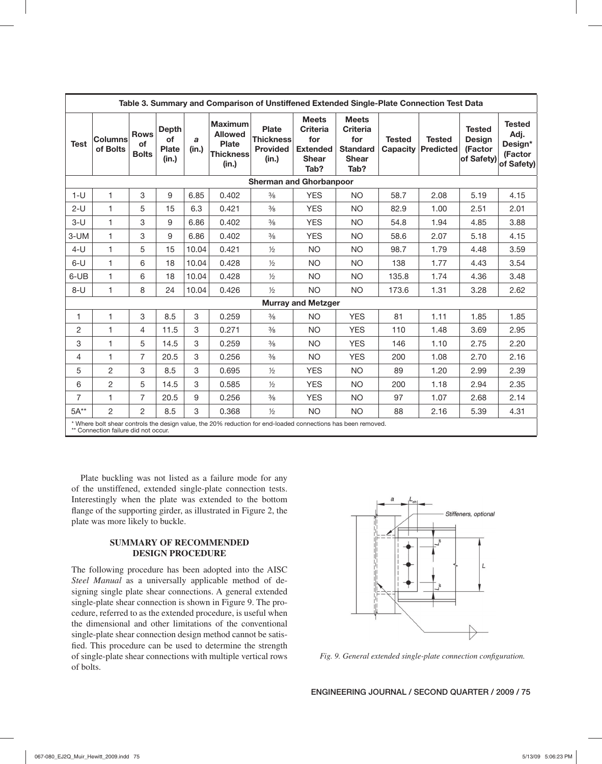**Table 3. Summary and Comparison of Unstiffened Extended Single-Plate Connection Test Data**

| Test | Columns of Bolts | Rows of Bolts | Depth of Plate (in.) | *a* (in.) | Maximum Allowed Plate Thickness (in.) | Plate Thickness Provided (in.) | Meets Criteria for Extended Shear Tab? | Meets Criteria for Standard Shear Tab? | Tested Capacity | Tested Predicted | Tested Design (Factor of Safety) | Tested Adj. Design* (Factor of Safety) |
|---|---|---|---|---|---|---|---|---|---|---|---|---|
| **Sherman and Ghorbanpoor** | | | | | | | | | | | | |
| 1-U | 1 | 3 | 9 | 6.85 | 0.402 | ⅜ | YES | NO | 58.7 | 2.08 | 5.19 | 4.15 |
| 2-U | 1 | 5 | 15 | 6.3 | 0.421 | ⅜ | YES | NO | 82.9 | 1.00 | 2.51 | 2.01 |
| 3-U | 1 | 3 | 9 | 6.86 | 0.402 | ⅜ | YES | NO | 54.8 | 1.94 | 4.85 | 3.88 |
| 3-UM | 1 | 3 | 9 | 6.86 | 0.402 | ⅜ | YES | NO | 58.6 | 2.07 | 5.18 | 4.15 |
| 4-U | 1 | 5 | 15 | 10.04 | 0.421 | ½ | NO | NO | 98.7 | 1.79 | 4.48 | 3.59 |
| 6-U | 1 | 6 | 18 | 10.04 | 0.428 | ½ | NO | NO | 138 | 1.77 | 4.43 | 3.54 |
| 6-UB | 1 | 6 | 18 | 10.04 | 0.428 | ½ | NO | NO | 135.8 | 1.74 | 4.36 | 3.48 |
| 8-U | 1 | 8 | 24 | 10.04 | 0.426 | ½ | NO | NO | 173.6 | 1.31 | 3.28 | 2.62 |
| **Murray and Metzger** | | | | | | | | | | | | |
| 1 | 1 | 3 | 8.5 | 3 | 0.259 | ⅜ | NO | YES | 81 | 1.11 | 1.85 | 1.85 |
| 2 | 1 | 4 | 11.5 | 3 | 0.271 | ⅜ | NO | YES | 110 | 1.48 | 3.69 | 2.95 |
| 3 | 1 | 5 | 14.5 | 3 | 0.259 | ⅜ | NO | YES | 146 | 1.10 | 2.75 | 2.20 |
| 4 | 1 | 7 | 20.5 | 3 | 0.256 | ⅜ | NO | YES | 200 | 1.08 | 2.70 | 2.16 |
| 5 | 2 | 3 | 8.5 | 3 | 0.695 | ½ | YES | NO | 89 | 1.20 | 2.99 | 2.39 |
| 6 | 2 | 5 | 14.5 | 3 | 0.585 | ½ | YES | NO | 200 | 1.18 | 2.94 | 2.35 |
| 7 | 1 | 7 | 20.5 | 9 | 0.256 | ⅜ | YES | NO | 97 | 1.07 | 2.68 | 2.14 |
| 5A** | 2 | 2 | 8.5 | 3 | 0.368 | ½ | NO | NO | 88 | 2.16 | 5.39 | 4.31 |

\* Where bolt shear controls the design value, the 20% reduction for end-loaded connections has been removed.
** Connection failure did not occur.

Plate buckling was not listed as a failure mode for any of the unstiffened, extended single-plate connection tests. Interestingly when the plate was extended to the bottom flange of the supporting girder, as illustrated in Figure 2, the plate was more likely to buckle.

## SUMMARY OF RECOMMENDED DESIGN PROCEDURE

The following procedure has been adopted into the AISC *Steel Manual* as a universally applicable method of designing single plate shear connections. A general extended single-plate shear connection is shown in Figure 9. The procedure, referred to as the extended procedure, is useful when the dimensional and other limitations of the conventional single-plate shear connection design method cannot be satisfied. This procedure can be used to determine the strength of single-plate shear connections with multiple vertical rows of bolts.

*Fig. 9. General extended single-plate connection configuration.*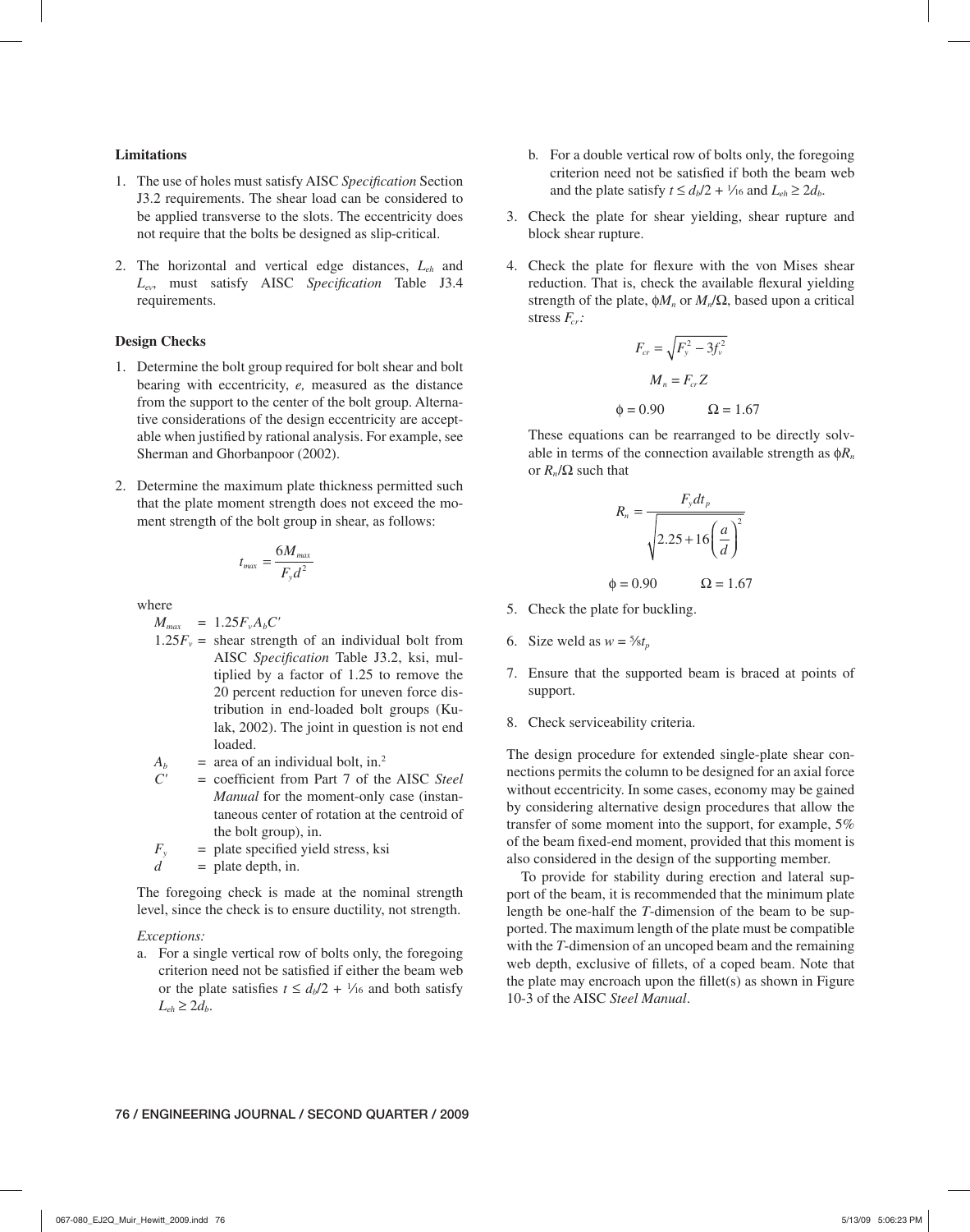### Limitations

1. The use of holes must satisfy AISC *Specification* Section J3.2 requirements. The shear load can be considered to be applied transverse to the slots. The eccentricity does not require that the bolts be designed as slip-critical.

2. The horizontal and vertical edge distances, $L_{eh}$ and $L_{ev}$, must satisfy AISC *Specification* Table J3.4 requirements.

### Design Checks

1. Determine the bolt group required for bolt shear and bolt bearing with eccentricity, *e,* measured as the distance from the support to the center of the bolt group. Alternative considerations of the design eccentricity are acceptable when justified by rational analysis. For example, see Sherman and Ghorbanpoor (2002).

2. Determine the maximum plate thickness permitted such that the plate moment strength does not exceed the moment strength of the bolt group in shear, as follows:

$$t_{max} = \frac{6M_{max}}{F_y d^2}$$

where

$M_{max}$ = $1.25F_v A_b C'$

$1.25F_v$ = shear strength of an individual bolt from AISC *Specification* Table J3.2, ksi, multiplied by a factor of 1.25 to remove the 20 percent reduction for uneven force distribution in end-loaded bolt groups (Kulak, 2002). The joint in question is not end loaded.

$A_b$ = area of an individual bolt, in.$^2$

$C'$ = coefficient from Part 7 of the AISC *Steel Manual* for the moment-only case (instantaneous center of rotation at the centroid of the bolt group), in.

$F_y$ = plate specified yield stress, ksi

$d$ = plate depth, in.

The foregoing check is made at the nominal strength level, since the check is to ensure ductility, not strength.

*Exceptions:*

a. For a single vertical row of bolts only, the foregoing criterion need not be satisfied if either the beam web or the plate satisfies $t \leq d_b/2 + 1/16$ and both satisfy $L_{eh} \geq 2d_b$.

b. For a double vertical row of bolts only, the foregoing criterion need not be satisfied if both the beam web and the plate satisfy $t \leq d_b/2 + 1/16$ and $L_{eh} \geq 2d_b$.

3. Check the plate for shear yielding, shear rupture and block shear rupture.

4. Check the plate for flexure with the von Mises shear reduction. That is, check the available flexural yielding strength of the plate, $\phi M_n$ or $M_n/\Omega$, based upon a critical stress $F_{cr}$:

$$F_{cr} = \sqrt{F_y^2 - 3f_v^2}$$

$$M_n = F_{cr} Z$$

$$\phi = 0.90 \qquad \Omega = 1.67$$

These equations can be rearranged to be directly solvable in terms of the connection available strength as $\phi R_n$ or $R_n/\Omega$ such that

$$R_n = \frac{F_y d t_p}{\sqrt{2.25 + 16\left(\frac{a}{d}\right)^2}}$$

$$\phi = 0.90 \qquad \Omega = 1.67$$

5. Check the plate for buckling.

6. Size weld as $w = \frac{5}{8} t_p$

7. Ensure that the supported beam is braced at points of support.

8. Check serviceability criteria.

The design procedure for extended single-plate shear connections permits the column to be designed for an axial force without eccentricity. In some cases, economy may be gained by considering alternative design procedures that allow the transfer of some moment into the support, for example, 5% of the beam fixed-end moment, provided that this moment is also considered in the design of the supporting member.

To provide for stability during erection and lateral support of the beam, it is recommended that the minimum plate length be one-half the *T*-dimension of the beam to be supported. The maximum length of the plate must be compatible with the *T*-dimension of an uncoped beam and the remaining web depth, exclusive of fillets, of a coped beam. Note that the plate may encroach upon the fillet(s) as shown in Figure 10-3 of the AISC *Steel Manual*.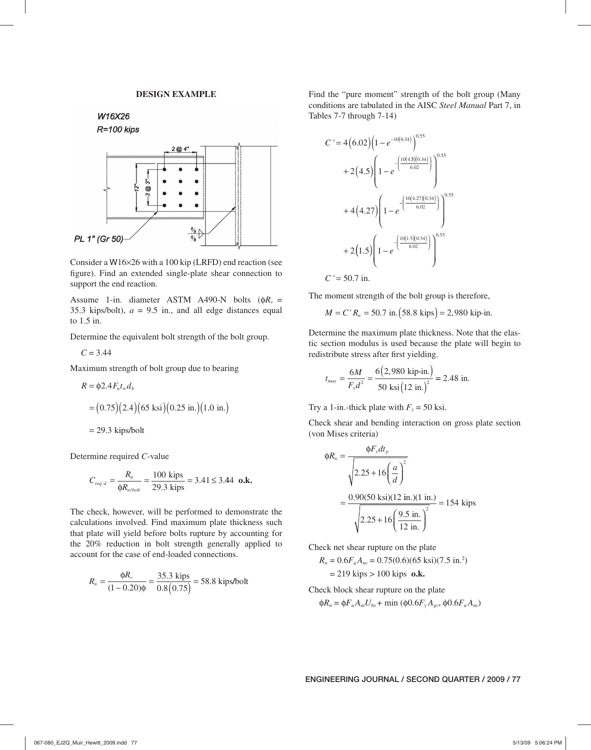**DESIGN EXAMPLE**

W16X26
R=100 kips

2 @ 4"
12"
3 @ 3"
PL 1" (Gr 50)
5/8
5/8

Consider a W16×26 with a 100 kip (LRFD) end reaction (see figure). Find an extended single-plate shear connection to support the end reaction.

Assume 1-in. diameter ASTM A490-N bolts ($\phi R_v$ = 35.3 kips/bolt), $a$ = 9.5 in., and all edge distances equal to 1.5 in.

Determine the equivalent bolt strength of the bolt group.

$$C = 3.44$$

Maximum strength of bolt group due to bearing

$$\begin{aligned} R &= \phi 2.4 F_u t_w d_b \\ &= (0.75)(2.4)(65 \text{ ksi})(0.25 \text{ in.})(1.0 \text{ in.}) \\ &= 29.3 \text{ kips/bolt} \end{aligned}$$

Determine required $C$-value

$$C_{req'd} = \frac{R_u}{\phi R_{n/bolt}} = \frac{100 \text{ kips}}{29.3 \text{ kips}} = 3.41 \leq 3.44 \textbf{ o.k.}$$

The check, however, will be performed to demonstrate the calculations involved. Find maximum plate thickness such that plate will yield before bolts rupture by accounting for the 20% reduction in bolt strength generally applied to account for the case of end-loaded connections.

$$R_n = \frac{\phi R_v}{(1-0.20)\phi} = \frac{35.3 \text{ kips}}{0.8(0.75)} = 58.8 \text{ kips/bolt}$$

Find the "pure moment" strength of the bolt group (Many conditions are tabulated in the AISC *Steel Manual* Part 7, in Tables 7-7 through 7-14)

$$\begin{aligned} C' &= 4(6.02)\left(1-e^{-10(0.34)}\right)^{0.55} \\ &\quad + 2(4.5)\left(1-e^{-\left(\frac{10(4.5)(0.34)}{6.02}\right)}\right)^{0.55} \\ &\quad + 4(4.27)\left(1-e^{-\left(\frac{10(4.27)(0.34)}{6.02}\right)}\right)^{0.55} \\ &\quad + 2(1.5)\left(1-e^{-\left(\frac{10(1.5)(0.34)}{6.02}\right)}\right)^{0.55} \end{aligned}$$

$$C' = 50.7 \text{ in.}$$

The moment strength of the bolt group is therefore,

$$M = C' R_n = 50.7 \text{ in.}(58.8 \text{ kips}) = 2{,}980 \text{ kip-in.}$$

Determine the maximum plate thickness. Note that the elastic section modulus is used because the plate will begin to redistribute stress after first yielding.

$$t_{max} = \frac{6M}{F_y d^2} = \frac{6(2{,}980 \text{ kip-in.})}{50 \text{ ksi}(12 \text{ in.})^2} = 2.48 \text{ in.}$$

Try a 1-in.-thick plate with $F_y$ = 50 ksi.

Check shear and bending interaction on gross plate section (von Mises criteria)

$$\begin{aligned} \phi R_n &= \frac{\phi F_y d t_p}{\sqrt{2.25 + 16\left(\frac{a}{d}\right)^2}} \\ &= \frac{0.90(50 \text{ ksi})(12 \text{ in.})(1 \text{ in.})}{\sqrt{2.25 + 16\left(\frac{9.5 \text{ in.}}{12 \text{ in.}}\right)^2}} = 154 \text{ kips} \end{aligned}$$

Check net shear rupture on the plate

$$\begin{aligned} R_n &= 0.6 F_u A_{nv} = 0.75(0.6)(65 \text{ ksi})(7.5 \text{ in.}^2) \\ &= 219 \text{ kips} > 100 \text{ kips } \textbf{o.k.} \end{aligned}$$

Check block shear rupture on the plate

$$\phi R_n = \phi F_u A_{nt} U_{bs} + \min(\phi 0.6 F_y A_{gv}, \phi 0.6 F_u A_{nv})$$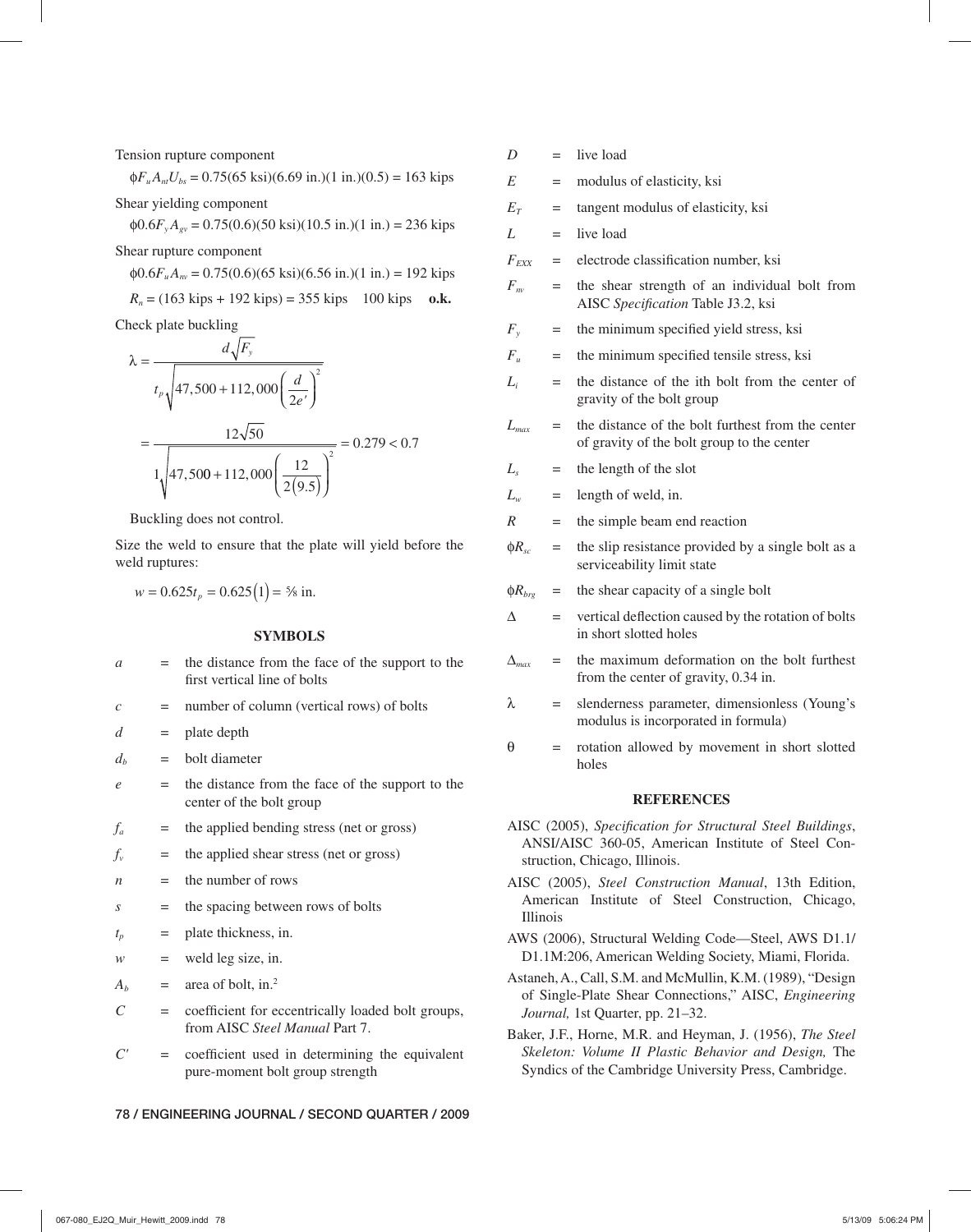Tension rupture component

$\phi F_u A_{nt} U_{bs} = 0.75(65 \text{ ksi})(6.69 \text{ in.})(1 \text{ in.})(0.5) = 163 \text{ kips}$

Shear yielding component

$\phi 0.6 F_y A_{gv} = 0.75(0.6)(50 \text{ ksi})(10.5 \text{ in.})(1 \text{ in.}) = 236 \text{ kips}$

Shear rupture component

$\phi 0.6 F_u A_{nv} = 0.75(0.6)(65 \text{ ksi})(6.56 \text{ in.})(1 \text{ in.}) = 192 \text{ kips}$

$R_n = (163 \text{ kips} + 192 \text{ kips}) = 355 \text{ kips} \quad 100 \text{ kips}$ **o.k.**

Check plate buckling

$$\lambda = \frac{d\sqrt{F_y}}{t_p\sqrt{47{,}500 + 112{,}000\left(\dfrac{d}{2e'}\right)^2}}$$

$$= \frac{12\sqrt{50}}{1\sqrt{47{,}500 + 112{,}000\left(\dfrac{12}{2(9.5)}\right)^2}} = 0.279 < 0.7$$

Buckling does not control.

Size the weld to ensure that the plate will yield before the weld ruptures:

$$w = 0.625t_p = 0.625(1) = \tfrac{5}{8} \text{ in.}$$

## SYMBOLS

$a$ = the distance from the face of the support to the first vertical line of bolts

$c$ = number of column (vertical rows) of bolts

$d$ = plate depth

$d_b$ = bolt diameter

$e$ = the distance from the face of the support to the center of the bolt group

$f_a$ = the applied bending stress (net or gross)

$f_v$ = the applied shear stress (net or gross)

$n$ = the number of rows

$s$ = the spacing between rows of bolts

$t_p$ = plate thickness, in.

$w$ = weld leg size, in.

$A_b$ = area of bolt, in.$^2$

$C$ = coefficient for eccentrically loaded bolt groups, from AISC *Steel Manual* Part 7.

$C'$ = coefficient used in determining the equivalent pure-moment bolt group strength

$D$ = live load

$E$ = modulus of elasticity, ksi

$E_T$ = tangent modulus of elasticity, ksi

$L$ = live load

$F_{EXX}$ = electrode classification number, ksi

$F_{nv}$ = the shear strength of an individual bolt from AISC *Specification* Table J3.2, ksi

$F_y$ = the minimum specified yield stress, ksi

$F_u$ = the minimum specified tensile stress, ksi

$L_i$ = the distance of the ith bolt from the center of gravity of the bolt group

$L_{max}$ = the distance of the bolt furthest from the center of gravity of the bolt group to the center

$L_s$ = the length of the slot

$L_w$ = length of weld, in.

$R$ = the simple beam end reaction

$\phi R_{sc}$ = the slip resistance provided by a single bolt as a serviceability limit state

$\phi R_{brg}$ = the shear capacity of a single bolt

$\Delta$ = vertical deflection caused by the rotation of bolts in short slotted holes

$\Delta_{max}$ = the maximum deformation on the bolt furthest from the center of gravity, 0.34 in.

$\lambda$ = slenderness parameter, dimensionless (Young's modulus is incorporated in formula)

$\theta$ = rotation allowed by movement in short slotted holes

## REFERENCES

AISC (2005), *Specification for Structural Steel Buildings*, ANSI/AISC 360-05, American Institute of Steel Construction, Chicago, Illinois.

AISC (2005), *Steel Construction Manual*, 13th Edition, American Institute of Steel Construction, Chicago, Illinois

AWS (2006), Structural Welding Code—Steel, AWS D1.1/D1.1M:206, American Welding Society, Miami, Florida.

Astaneh, A., Call, S.M. and McMullin, K.M. (1989), "Design of Single-Plate Shear Connections," AISC, *Engineering Journal,* 1st Quarter, pp. 21–32.

Baker, J.F., Horne, M.R. and Heyman, J. (1956), *The Steel Skeleton: Volume II Plastic Behavior and Design,* The Syndics of the Cambridge University Press, Cambridge.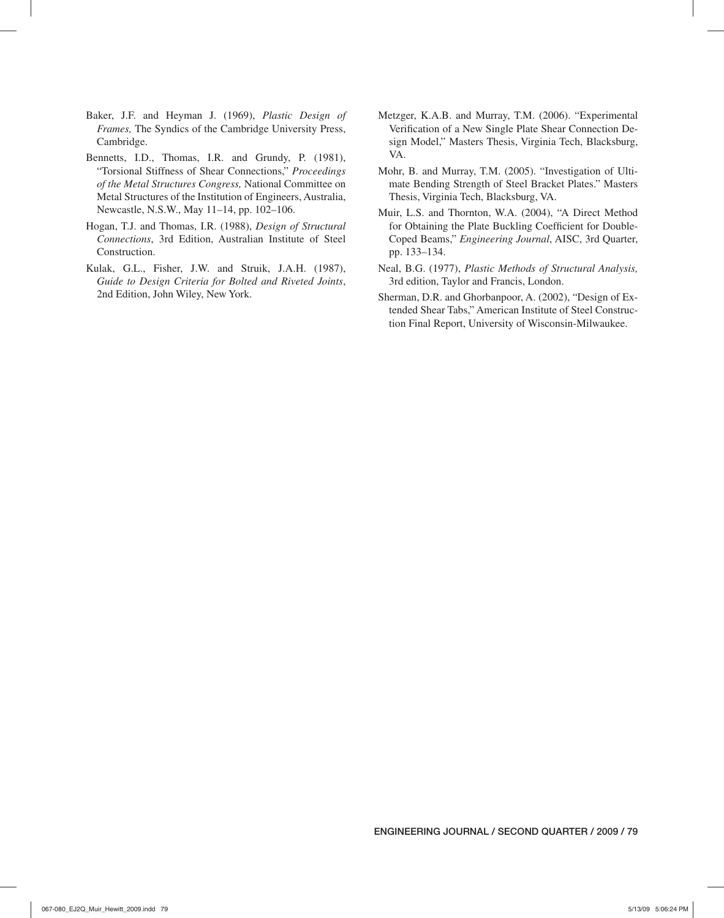Baker, J.F. and Heyman J. (1969), *Plastic Design of Frames,* The Syndics of the Cambridge University Press, Cambridge.

Bennetts, I.D., Thomas, I.R. and Grundy, P. (1981), "Torsional Stiffness of Shear Connections," *Proceedings of the Metal Structures Congress,* National Committee on Metal Structures of the Institution of Engineers, Australia, Newcastle, N.S.W., May 11–14, pp. 102–106.

Hogan, T.J. and Thomas, I.R. (1988), *Design of Structural Connections*, 3rd Edition, Australian Institute of Steel Construction.

Kulak, G.L., Fisher, J.W. and Struik, J.A.H. (1987), *Guide to Design Criteria for Bolted and Riveted Joints*, 2nd Edition, John Wiley, New York.

Metzger, K.A.B. and Murray, T.M. (2006). "Experimental Verification of a New Single Plate Shear Connection Design Model," Masters Thesis, Virginia Tech, Blacksburg, VA.

Mohr, B. and Murray, T.M. (2005). "Investigation of Ultimate Bending Strength of Steel Bracket Plates." Masters Thesis, Virginia Tech, Blacksburg, VA.

Muir, L.S. and Thornton, W.A. (2004), "A Direct Method for Obtaining the Plate Buckling Coefficient for Double-Coped Beams," *Engineering Journal*, AISC, 3rd Quarter, pp. 133–134.

Neal, B.G. (1977), *Plastic Methods of Structural Analysis,* 3rd edition, Taylor and Francis, London.

Sherman, D.R. and Ghorbanpoor, A. (2002), "Design of Extended Shear Tabs," American Institute of Steel Construction Final Report, University of Wisconsin-Milwaukee.